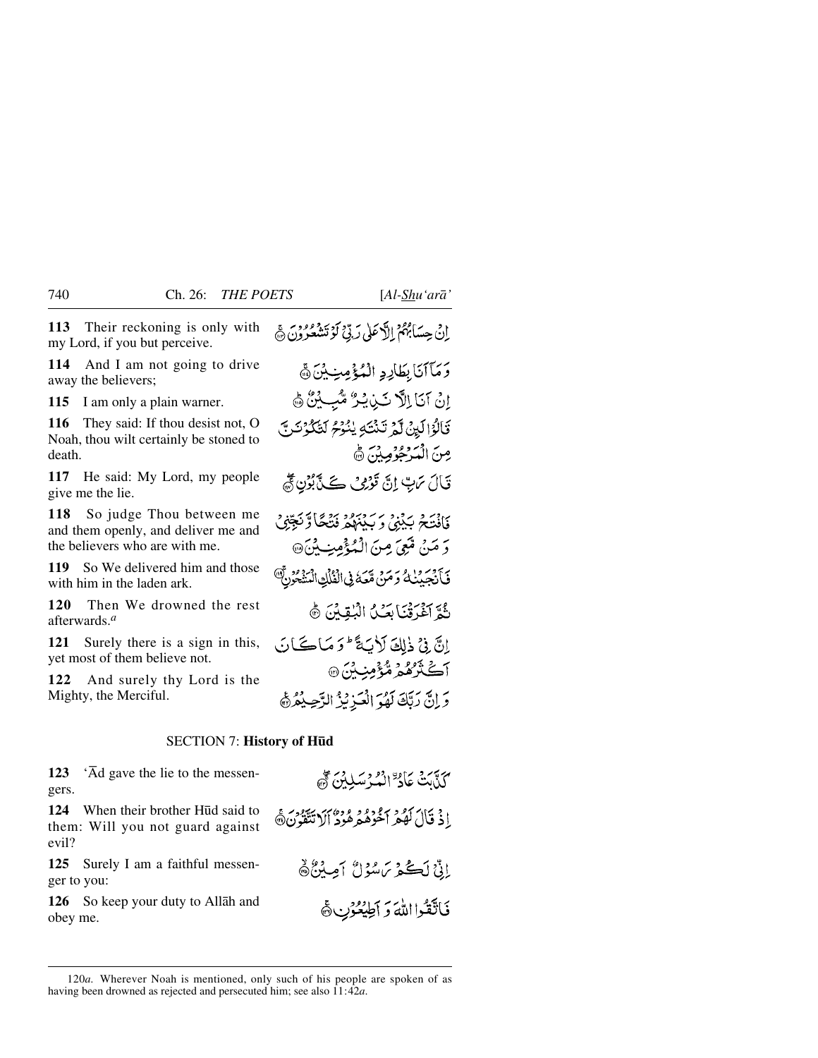**113** Their reckoning is only with my Lord, if you but perceive.

إِنْ حِسَابُهُمْ إِلَّا عَلَىٰ رَبِّي لَوْ تَشْعُرُونَ ﴿١١٣﴾

**114** And I am not going to drive away the believers;

وَمَا أَنَا بِطَارِدِ الْمُؤْمِنِينَ ﴿١١٤﴾

**115** I am only a plain warner.

إِنْ أَنَا إِلَّا نَذِيرٌ مُّبِينٌ ﴿١١٥﴾

**116** They said: If thou desist not, O Noah, thou wilt certainly be stoned to death.

قَالُوا لَئِن لَّمْ تَنتَهِ يَا نُوحُ لَتَكُونَنَّ مِنَ الْمَرْجُومِينَ ﴿١١٦﴾

**117** He said: My Lord, my people give me the lie.

قَالَ رَبِّ إِنَّ قَوْمِي كَذَّبُونِ ﴿١١٧﴾

**118** So judge Thou between me and them openly, and deliver me and the believers who are with me.

فَافْتَحْ بَيْنِي وَبَيْنَهُمْ فَتْحًا وَنَجِّنِي وَمَن مَّعِيَ مِنَ الْمُؤْمِنِينَ ﴿١١٨﴾

**119** So We delivered him and those with him in the laden ark.

فَأَنجَيْنَاهُ وَمَن مَّعَهُ فِي الْفُلْكِ الْمَشْحُونِ ﴿١١٩﴾

**120** Then We drowned the rest afterwards.[a]

ثُمَّ أَغْرَقْنَا بَعْدُ الْبَاقِينَ ﴿١٢٠﴾

**121** Surely there is a sign in this, yet most of them believe not.

إِنَّ فِي ذَٰلِكَ لَآيَةً ۖ وَمَا كَانَ أَكْثَرُهُم مُّؤْمِنِينَ ﴿١٢١﴾

**122** And surely thy Lord is the Mighty, the Merciful.

وَإِنَّ رَبَّكَ لَهُوَ الْعَزِيزُ الرَّحِيمُ ﴿١٢٢﴾

## SECTION 7: History of Hūd

**123** ‘Ād gave the lie to the messengers.

كَذَّبَتْ عَادٌ الْمُرْسَلِينَ ﴿١٢٣﴾

**124** When their brother Hūd said to them: Will you not guard against evil?

إِذْ قَالَ لَهُمْ أَخُوهُمْ هُودٌ أَلَا تَتَّقُونَ ﴿١٢٤﴾

**125** Surely I am a faithful messenger to you:

إِنِّي لَكُمْ رَسُولٌ أَمِينٌ ﴿١٢٥﴾

**126** So keep your duty to Allāh and obey me.

فَاتَّقُوا اللَّهَ وَأَطِيعُونِ ﴿١٢٦﴾

---

120*a*. Wherever Noah is mentioned, only such of his people are spoken of as having been drowned as rejected and persecuted him; see also 11:42*a*.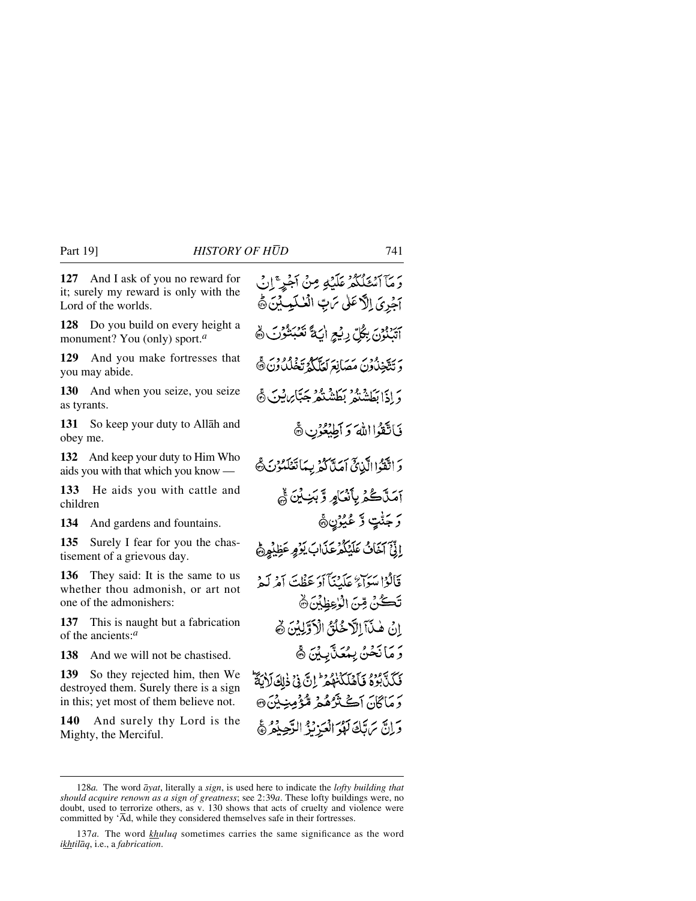**127** And I ask of you no reward for it; surely my reward is only with the Lord of the worlds.

وَ مَآ اَسۡـَٔلُكُمۡ عَلَيۡهِ مِنۡ اَجۡرٍ ۚ اِنۡ اَجۡرِىَ اِلَّا عَلٰى رَبِّ الۡعٰلَمِيۡنَ ﴿۱۲۷﴾

**128** Do you build on every height a monument? You (only) sport.[a]

اَتَبۡنُوۡنَ بِكُلِّ رِيۡعٍ اٰيَةً تَعۡبَثُوۡنَ ﴿۱۲۸﴾

**129** And you make fortresses that you may abide.

وَ تَتَّخِذُوۡنَ مَصَانِعَ لَعَلَّكُمۡ تَخۡلُدُوۡنَ ﴿۱۲۹﴾

**130** And when you seize, you seize as tyrants.

وَ اِذَا بَطَشۡتُمۡ بَطَشۡتُمۡ جَبَّارِيۡنَ ﴿۱۳۰﴾

**131** So keep your duty to Allāh and obey me.

فَاتَّقُوا اللّٰهَ وَ اَطِيۡعُوۡنِ ﴿۱۳۱﴾

**132** And keep your duty to Him Who aids you with that which you know —

وَ اتَّقُوا الَّذِىۡۤ اَمَدَّكُمۡ بِمَا تَعۡلَمُوۡنَ ﴿۱۳۲﴾

**133** He aids you with cattle and children

اَمَدَّكُمۡ بِاَنۡعَامٍ وَّ بَنِيۡنَ ﴿۱۳۳﴾

**134** And gardens and fountains.

وَ جَنّٰتٍ وَّ عُيُوۡنٍ ﴿۱۳۴﴾

**135** Surely I fear for you the chastisement of a grievous day.

اِنِّىۡۤ اَخَافُ عَلَيۡكُمۡ عَذَابَ يَوۡمٍ عَظِيۡمٍ ﴿۱۳۵﴾

**136** They said: It is the same to us whether thou admonish, or art not one of the admonishers:

قَالُوۡا سَوَآءٌ عَلَيۡنَاۤ اَوَعَظۡتَ اَمۡ لَمۡ تَكُنۡ مِّنَ الۡوٰعِظِيۡنَ ﴿۱۳۶﴾

**137** This is naught but a fabrication of the ancients:[a]

اِنۡ هٰذَاۤ اِلَّا خُلُقُ الۡاَوَّلِيۡنَ ﴿۱۳۷﴾

**138** And we will not be chastised.

وَ مَا نَحۡنُ بِمُعَذَّبِيۡنَ ﴿۱۳۸﴾

**139** So they rejected him, then We destroyed them. Surely there is a sign in this; yet most of them believe not.

فَكَذَّبُوۡهُ فَاَهۡلَكۡنٰهُمۡ ؕ اِنَّ فِىۡ ذٰلِكَ لَاٰيَةً ؕ وَ مَا كَانَ اَكۡثَرُهُمۡ مُّؤۡمِنِيۡنَ ﴿۱۳۹﴾

**140** And surely thy Lord is the Mighty, the Merciful.

وَ اِنَّ رَبَّكَ لَهُوَ الۡعَزِيۡزُ الرَّحِيۡمُ ﴿۱۴۰﴾

---

128*a.* The word *āyat*, literally a *sign*, is used here to indicate the *lofty building that should acquire renown as a sign of greatness*; see 2:39*a*. These lofty buildings were, no doubt, used to terrorize others, as v. 130 shows that acts of cruelty and violence were committed by 'Ād, while they considered themselves safe in their fortresses.

137*a.* The word *khuluq* sometimes carries the same significance as the word *ikhtilāq*, i.e., a *fabrication*.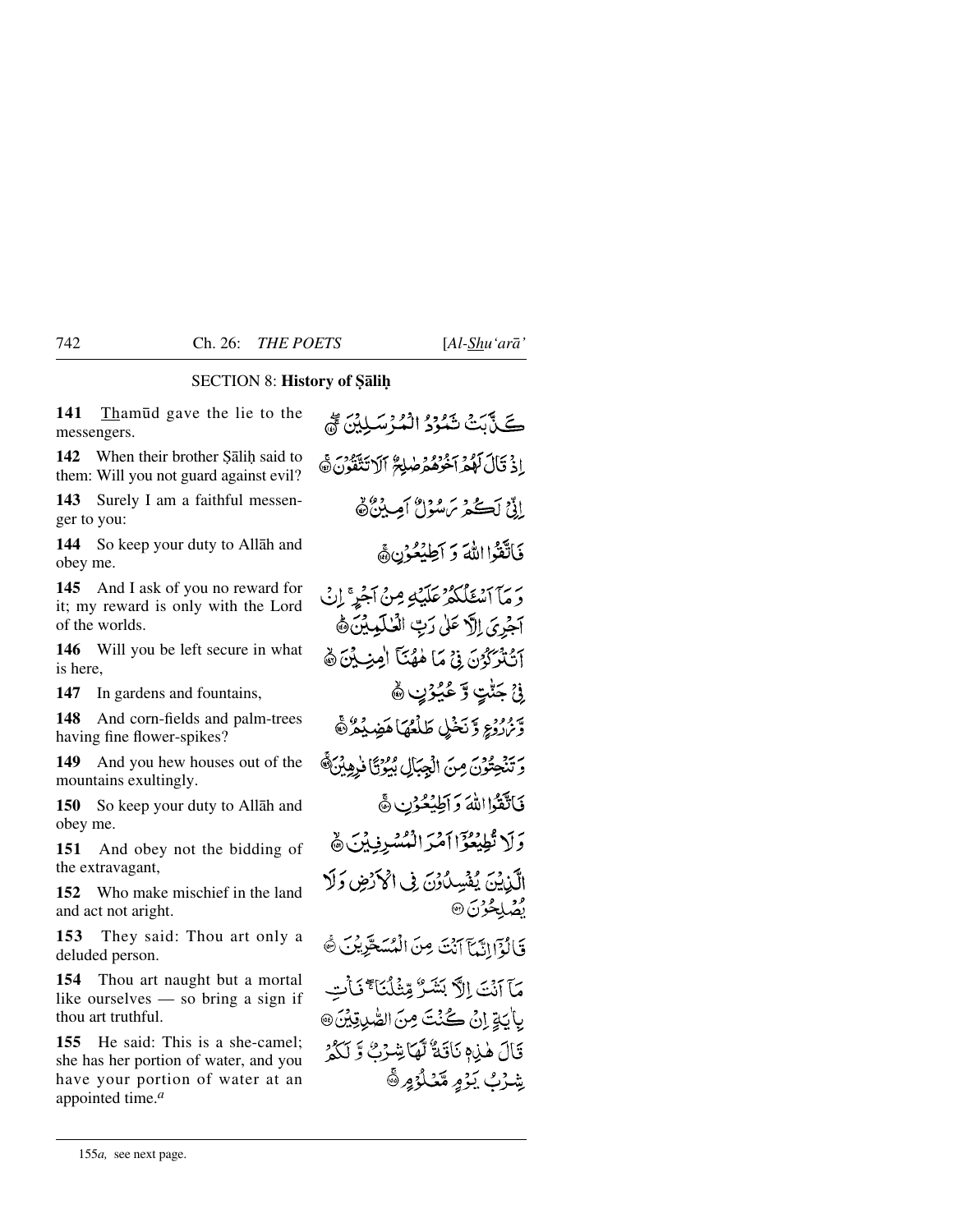## SECTION 8: History of Ṣāliḥ

**141** Thamūd gave the lie to the messengers.

**142** When their brother Ṣāliḥ said to them: Will you not guard against evil?

**143** Surely I am a faithful messenger to you:

**144** So keep your duty to Allāh and obey me.

**145** And I ask of you no reward for it; my reward is only with the Lord of the worlds.

**146** Will you be left secure in what is here,

**147** In gardens and fountains,

**148** And corn-fields and palm-trees having fine flower-spikes?

**149** And you hew houses out of the mountains exultingly.

**150** So keep your duty to Allāh and obey me.

**151** And obey not the bidding of the extravagant,

**152** Who make mischief in the land and act not aright.

**153** They said: Thou art only a deluded person.

**154** Thou art naught but a mortal like ourselves — so bring a sign if thou art truthful.

**155** He said: This is a she-camel; she has her portion of water, and you have your portion of water at an appointed time.[a]

كَذَّبَتْ ثَمُودُ الْمُرْسَلِينَ ﴿١٤١﴾

إِذْ قَالَ لَهُمْ أَخُوهُمْ صَالِحٌ أَلَا تَتَّقُونَ ﴿١٤٢﴾

إِنِّي لَكُمْ رَسُولٌ أَمِينٌ ﴿١٤٣﴾

فَاتَّقُوا اللَّهَ وَأَطِيعُونِ ﴿١٤٤﴾

وَمَا أَسْأَلُكُمْ عَلَيْهِ مِنْ أَجْرٍ ۖ إِنْ أَجْرِيَ إِلَّا عَلَىٰ رَبِّ الْعَالَمِينَ ﴿١٤٥﴾

أَتُتْرَكُونَ فِي مَا هَاهُنَا آمِنِينَ ﴿١٤٦﴾

فِي جَنَّاتٍ وَعُيُونٍ ﴿١٤٧﴾

وَزُرُوعٍ وَنَخْلٍ طَلْعُهَا هَضِيمٌ ﴿١٤٨﴾

وَتَنْحِتُونَ مِنَ الْجِبَالِ بُيُوتًا فَارِهِينَ ﴿١٤٩﴾

فَاتَّقُوا اللَّهَ وَأَطِيعُونِ ﴿١٥٠﴾

وَلَا تُطِيعُوا أَمْرَ الْمُسْرِفِينَ ﴿١٥١﴾

الَّذِينَ يُفْسِدُونَ فِي الْأَرْضِ وَلَا يُصْلِحُونَ ﴿١٥٢﴾

قَالُوا إِنَّمَا أَنْتَ مِنَ الْمُسَحَّرِينَ ﴿١٥٣﴾

مَا أَنْتَ إِلَّا بَشَرٌ مِثْلُنَا فَأْتِ بِآيَةٍ إِنْ كُنْتَ مِنَ الصَّادِقِينَ ﴿١٥٤﴾

قَالَ هَٰذِهِ نَاقَةٌ لَهَا شِرْبٌ وَلَكُمْ شِرْبُ يَوْمٍ مَعْلُومٍ ﴿١٥٥﴾

---

155*a*, see next page.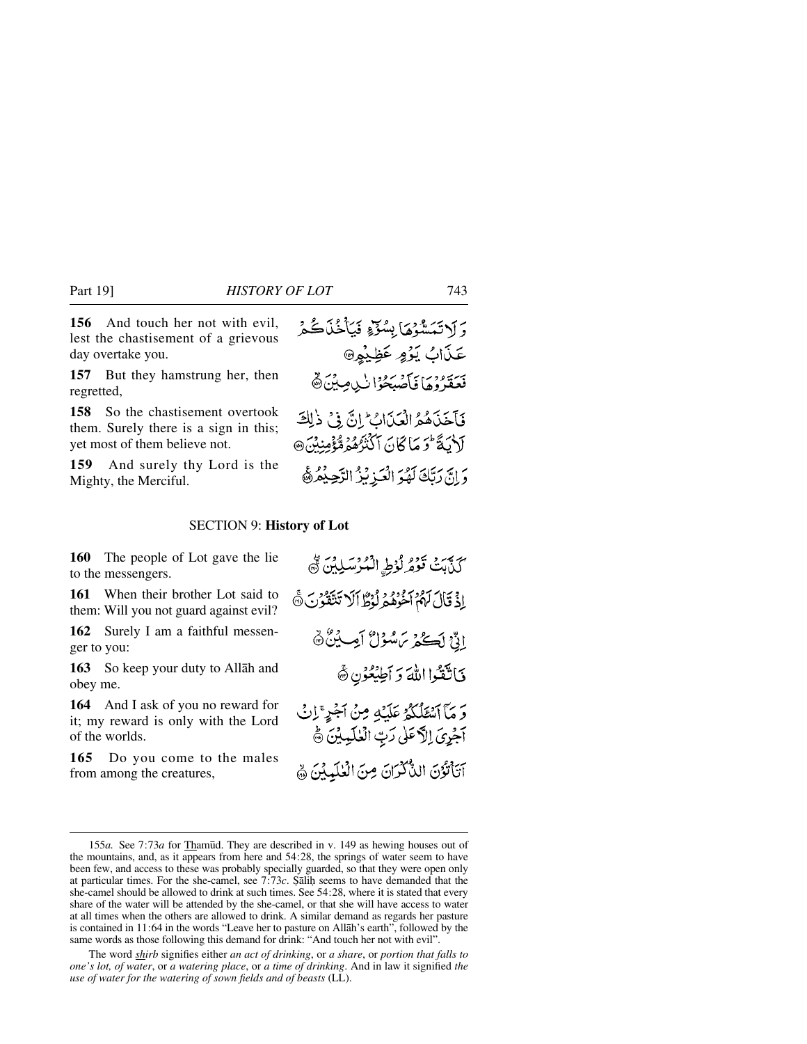**156** And touch her not with evil, lest the chastisement of a grievous day overtake you.

وَ لَا تَمَسُّوْهَا بِسُوْٓءٍ فَيَاْخُذَكُمْ عَذَابُ يَوْمٍ عَظِيْمٍ ﴿۱۵۶﴾

**157** But they hamstrung her, then regretted,

فَعَقَرُوْهَا فَاَصْبَحُوْا نٰدِمِيْنَ ﴿۱۵۷﴾

**158** So the chastisement overtook them. Surely there is a sign in this; yet most of them believe not.

فَاَخَذَهُمُ الْعَذَابُ ؕ اِنَّ فِيْ ذٰلِكَ لَاٰيَةً ؕ وَ مَا كَانَ اَكْثَرُهُمْ مُّؤْمِنِيْنَ ﴿۱۵۸﴾

**159** And surely thy Lord is the Mighty, the Merciful.

وَ اِنَّ رَبَّكَ لَهُوَ الْعَزِيْزُ الرَّحِيْمُ ﴿۱۵۹﴾

## SECTION 9: **History of Lot**

**160** The people of Lot gave the lie to the messengers.

كَذَّبَتْ قَوْمُ لُوْطِ ۣالْمُرْسَلِيْنَ ﴿۱۶۰﴾

**161** When their brother Lot said to them: Will you not guard against evil?

اِذْ قَالَ لَهُمْ اَخُوْهُمْ لُوْطٌ اَلَا تَتَّقُوْنَ ﴿۱۶۱﴾

**162** Surely I am a faithful messenger to you:

اِنِّيْ لَكُمْ رَسُوْلٌ اَمِيْنٌ ﴿۱۶۲﴾

**163** So keep your duty to Allāh and obey me.

فَاتَّقُوا اللّٰهَ وَ اَطِيْعُوْنِ ﴿۱۶۳﴾

**164** And I ask of you no reward for it; my reward is only with the Lord of the worlds.

وَ مَاۤ اَسْـَٔلُكُمْ عَلَيْهِ مِنْ اَجْرٍ ۚ اِنْ اَجْرِيَ اِلَّا عَلٰى رَبِّ الْعٰلَمِيْنَ ﴿۱۶۴﴾

**165** Do you come to the males from among the creatures,

اَتَاْتُوْنَ الذُّكْرَانَ مِنَ الْعٰلَمِيْنَ ﴿۱۶۵﴾

---

155*a.* See 7:73*a* for Thamūd. They are described in v. 149 as hewing houses out of the mountains, and, as it appears from here and 54:28, the springs of water seem to have been few, and access to these was probably specially guarded, so that they were open only at particular times. For the she-camel, see 7:73*c*. Ṣāliḥ seems to have demanded that the she-camel should be allowed to drink at such times. See 54:28, where it is stated that every share of the water will be attended by the she-camel, or that she will have access to water at all times when the others are allowed to drink. A similar demand as regards her pasture is contained in 11:64 in the words "Leave her to pasture on Allāh's earth", followed by the same words as those following this demand for drink: "And touch her not with evil".

The word *shirb* signifies either *an act of drinking*, or *a share*, or *portion that falls to one's lot, of water*, or *a watering place*, or *a time of drinking*. And in law it signified *the use of water for the watering of sown fields and of beasts* (LL).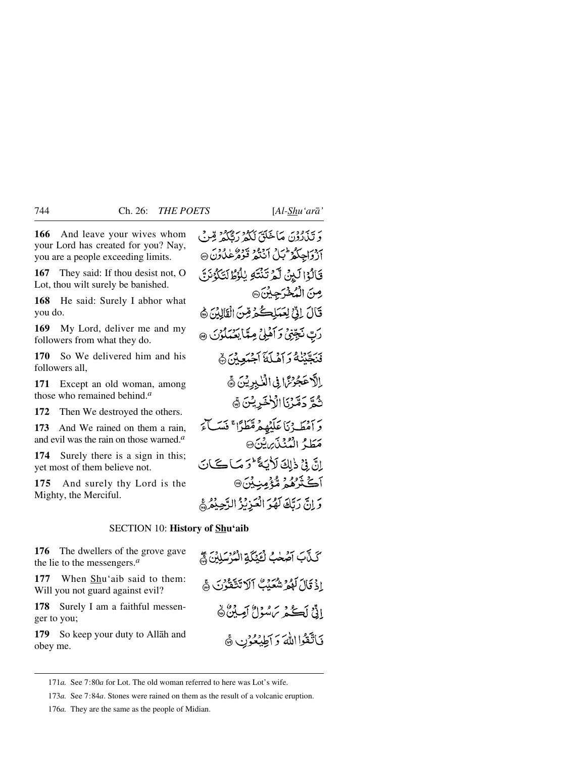**166** And leave your wives whom your Lord has created for you? Nay, you are a people exceeding limits.

وَ تَذَرُوْنَ مَا خَلَقَ لَكُمْ رَبُّكُمْ مِّنْ اَزْوَاجِكُمْ ؕ بَلْ اَنْتُمْ قَوْمٌ عٰدُوْنَ ﴿۱۶۶﴾

**167** They said: If thou desist not, O Lot, thou wilt surely be banished.

قَالُوْا لَئِنْ لَّمْ تَنْتَهِ يٰلُوْطُ لَتَكُوْنَنَّ مِنَ الْمُخْرَجِيْنَ ﴿۱۶۷﴾

**168** He said: Surely I abhor what you do.

قَالَ اِنِّيْ لِعَمَلِكُمْ مِّنَ الْقَالِيْنَ ﴿۱۶۸﴾

**169** My Lord, deliver me and my followers from what they do.

رَبِّ نَجِّنِيْ وَ اَهْلِيْ مِمَّا يَعْمَلُوْنَ ﴿۱۶۹﴾

**170** So We delivered him and his followers all,

فَنَجَّيْنٰهُ وَ اَهْلَهٗۤ اَجْمَعِيْنَ ﴿۱۷۰﴾

**171** Except an old woman, among those who remained behind.[a]

اِلَّا عَجُوْزًا فِي الْغٰبِرِيْنَ ﴿۱۷۱﴾

**172** Then We destroyed the others.

ثُمَّ دَمَّرْنَا الْاٰخَرِيْنَ ﴿۱۷۲﴾

**173** And We rained on them a rain, and evil was the rain on those warned.[a]

وَ اَمْطَرْنَا عَلَيْهِمْ مَّطَرًا ۚ فَسَآءَ مَطَرُ الْمُنْذَرِيْنَ ﴿۱۷۳﴾

**174** Surely there is a sign in this; yet most of them believe not.

اِنَّ فِيْ ذٰلِكَ لَاٰيَةً ؕ وَ مَا كَانَ اَكْثَرُهُمْ مُّؤْمِنِيْنَ ﴿۱۷۴﴾

**175** And surely thy Lord is the Mighty, the Merciful.

وَ اِنَّ رَبَّكَ لَهُوَ الْعَزِيْزُ الرَّحِيْمُ ﴿۱۷۵﴾

## SECTION 10: History of Shu'aib

**176** The dwellers of the grove gave the lie to the messengers.[a]

كَذَّبَ اَصْحٰبُ لْئَيْكَةِ الْمُرْسَلِيْنَ ﴿۱۷۶﴾

**177** When Shu'aib said to them: Will you not guard against evil?

اِذْ قَالَ لَهُمْ شُعَيْبٌ اَلَا تَتَّقُوْنَ ﴿۱۷۷﴾

**178** Surely I am a faithful messenger to you;

اِنِّيْ لَكُمْ رَسُوْلٌ اَمِيْنٌ ﴿۱۷۸﴾

**179** So keep your duty to Allāh and obey me.

فَاتَّقُوا اللّٰهَ وَ اَطِيْعُوْنِ ﴿۱۷۹﴾

---

171*a.* See 7:80*a* for Lot. The old woman referred to here was Lot's wife.

173*a.* See 7:84*a*. Stones were rained on them as the result of a volcanic eruption.

176*a.* They are the same as the people of Midian.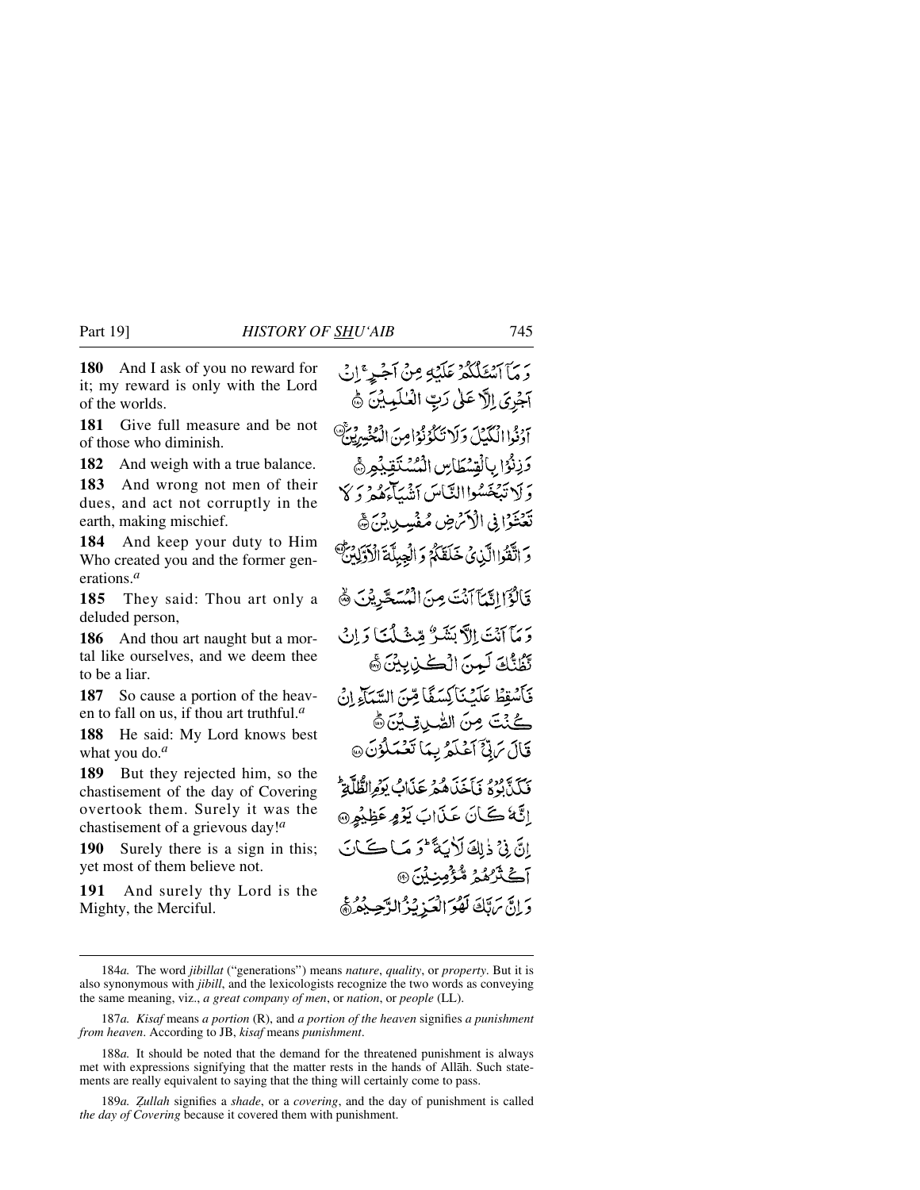**180** And I ask of you no reward for it; my reward is only with the Lord of the worlds.

وَ مَاۤ اَسۡـَٔلُکُمۡ عَلَیۡہِ مِنۡ اَجۡرٍ ۚ اِنۡ اَجۡرِیَ اِلَّا عَلٰی رَبِّ الۡعٰلَمِیۡنَ ﴿۱۸۰﴾

**181** Give full measure and be not of those who diminish.

اَوۡفُوا الۡکَیۡلَ وَ لَا تَکُوۡنُوۡا مِنَ الۡمُخۡسِرِیۡنَ ﴿۱۸۱﴾

**182** And weigh with a true balance.

وَ زِنُوۡا بِالۡقِسۡطَاسِ الۡمُسۡتَقِیۡمِ ﴿۱۸۲﴾

**183** And wrong not men of their dues, and act not corruptly in the earth, making mischief.

وَ لَا تَبۡخَسُوا النَّاسَ اَشۡیَآءَہُمۡ وَ لَا تَعۡثَوۡا فِی الۡاَرۡضِ مُفۡسِدِیۡنَ ﴿۱۸۳﴾

**184** And keep your duty to Him Who created you and the former generations.[a]

وَ اتَّقُوا الَّذِیۡ خَلَقَکُمۡ وَ الۡجِبِلَّۃَ الۡاَوَّلِیۡنَ ﴿۱۸۴﴾

**185** They said: Thou art only a deluded person,

قَالُوۡۤا اِنَّمَاۤ اَنۡتَ مِنَ الۡمُسَحَّرِیۡنَ ﴿۱۸۵﴾

**186** And thou art naught but a mortal like ourselves, and we deem thee to be a liar.

وَ مَاۤ اَنۡتَ اِلَّا بَشَرٌ مِّثۡلُنَا وَ اِنۡ نَّظُنُّکَ لَمِنَ الۡکٰذِبِیۡنَ ﴿۱۸۶﴾

**187** So cause a portion of the heaven to fall on us, if thou art truthful.[a]

فَاَسۡقِطۡ عَلَیۡنَا کِسَفًا مِّنَ السَّمَآءِ اِنۡ کُنۡتَ مِنَ الصّٰدِقِیۡنَ ﴿۱۸۷﴾

**188** He said: My Lord knows best what you do.[a]

قَالَ رَبِّیۡۤ اَعۡلَمُ بِمَا تَعۡمَلُوۡنَ ﴿۱۸۸﴾

**189** But they rejected him, so the chastisement of the day of Covering overtook them. Surely it was the chastisement of a grievous day![a]

فَکَذَّبُوۡہُ فَاَخَذَہُمۡ عَذَابُ یَوۡمِ الظُّلَّۃِ ؕ اِنَّہٗ کَانَ عَذَابَ یَوۡمٍ عَظِیۡمٍ ﴿۱۸۹﴾

**190** Surely there is a sign in this; yet most of them believe not.

اِنَّ فِیۡ ذٰلِکَ لَاٰیَۃً ؕ وَ مَا کَانَ اَکۡثَرُہُمۡ مُّؤۡمِنِیۡنَ ﴿۱۹۰﴾

**191** And surely thy Lord is the Mighty, the Merciful.

وَ اِنَّ رَبَّکَ لَہُوَ الۡعَزِیۡزُ الرَّحِیۡمُ ﴿۱۹۱﴾

---

184*a.* The word *jibillat* ("generations") means *nature*, *quality*, or *property*. But it is also synonymous with *jibill*, and the lexicologists recognize the two words as conveying the same meaning, viz., *a great company of men*, or *nation*, or *people* (LL).

187*a.* *Kisaf* means *a portion* (R), and *a portion of the heaven* signifies *a punishment from heaven*. According to JB, *kisaf* means *punishment*.

188*a.* It should be noted that the demand for the threatened punishment is always met with expressions signifying that the matter rests in the hands of Allāh. Such statements are really equivalent to saying that the thing will certainly come to pass.

189*a.* *Ẓullah* signifies a *shade*, or a *covering*, and the day of punishment is called *the day of Covering* because it covered them with punishment.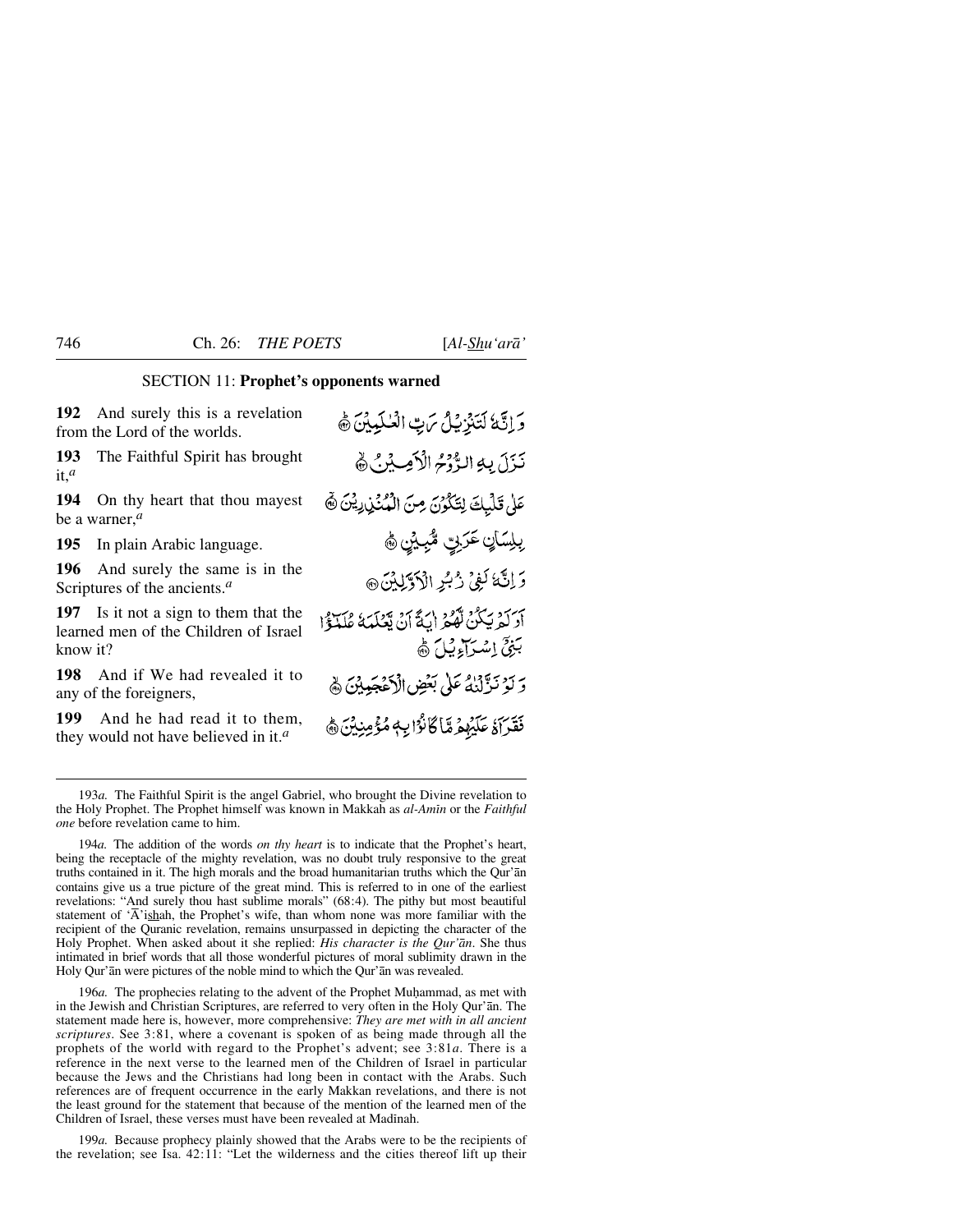## SECTION 11: **Prophet's opponents warned**

**192** And surely this is a revelation from the Lord of the worlds.

وَ اِنَّهٗ لَتَنۡزِیۡلُ رَبِّ الۡعٰلَمِیۡنَ ﴿۱۹۲﴾

**193** The Faithful Spirit has brought it,[a]

نَزَلَ بِهِ الرُّوۡحُ الۡاَمِیۡنُ ﴿۱۹۳﴾

**194** On thy heart that thou mayest be a warner,[a]

عَلٰی قَلۡبِکَ لِتَکُوۡنَ مِنَ الۡمُنۡذِرِیۡنَ ﴿۱۹۴﴾

**195** In plain Arabic language.

بِلِسَانٍ عَرَبِیٍّ مُّبِیۡنٍ ﴿۱۹۵﴾

**196** And surely the same is in the Scriptures of the ancients.[a]

وَ اِنَّهٗ لَفِیۡ زُبُرِ الۡاَوَّلِیۡنَ ﴿۱۹۶﴾

**197** Is it not a sign to them that the learned men of the Children of Israel know it?

اَوَ لَمۡ یَکُنۡ لَّهُمۡ اٰیَۃً اَنۡ یَّعۡلَمَهٗ عُلَمٰٓؤُا بَنِیۡۤ اِسۡرَآءِیۡلَ ﴿۱۹۷﴾

**198** And if We had revealed it to any of the foreigners,

وَ لَوۡ نَزَّلۡنٰهُ عَلٰی بَعۡضِ الۡاَعۡجَمِیۡنَ ﴿۱۹۸﴾

**199** And he had read it to them, they would not have believed in it.[a]

فَقَرَاَهٗ عَلَیۡهِمۡ مَّا کَانُوۡا بِهٖ مُؤۡمِنِیۡنَ ﴿۱۹۹﴾

---

193*a.* The Faithful Spirit is the angel Gabriel, who brought the Divine revelation to the Holy Prophet. The Prophet himself was known in Makkah as *al-Amīn* or the *Faithful one* before revelation came to him.

194*a.* The addition of the words *on thy heart* is to indicate that the Prophet's heart, being the receptacle of the mighty revelation, was no doubt truly responsive to the great truths contained in it. The high morals and the broad humanitarian truths which the Qur'ān contains give us a true picture of the great mind. This is referred to in one of the earliest revelations: "And surely thou hast sublime morals" (68:4). The pithy but most beautiful statement of 'Ā'ishah, the Prophet's wife, than whom none was more familiar with the recipient of the Quranic revelation, remains unsurpassed in depicting the character of the Holy Prophet. When asked about it she replied: *His character is the Qur'ān*. She thus intimated in brief words that all those wonderful pictures of moral sublimity drawn in the Holy Qur'ān were pictures of the noble mind to which the Qur'ān was revealed.

196*a.* The prophecies relating to the advent of the Prophet Muḥammad, as met with in the Jewish and Christian Scriptures, are referred to very often in the Holy Qur'ān. The statement made here is, however, more comprehensive: *They are met with in all ancient scriptures*. See 3:81, where a covenant is spoken of as being made through all the prophets of the world with regard to the Prophet's advent; see 3:81*a*. There is a reference in the next verse to the learned men of the Children of Israel in particular because the Jews and the Christians had long been in contact with the Arabs. Such references are of frequent occurrence in the early Makkan revelations, and there is not the least ground for the statement that because of the mention of the learned men of the Children of Israel, these verses must have been revealed at Madīnah.

199*a.* Because prophecy plainly showed that the Arabs were to be the recipients of the revelation; see Isa. 42:11: "Let the wilderness and the cities thereof lift up their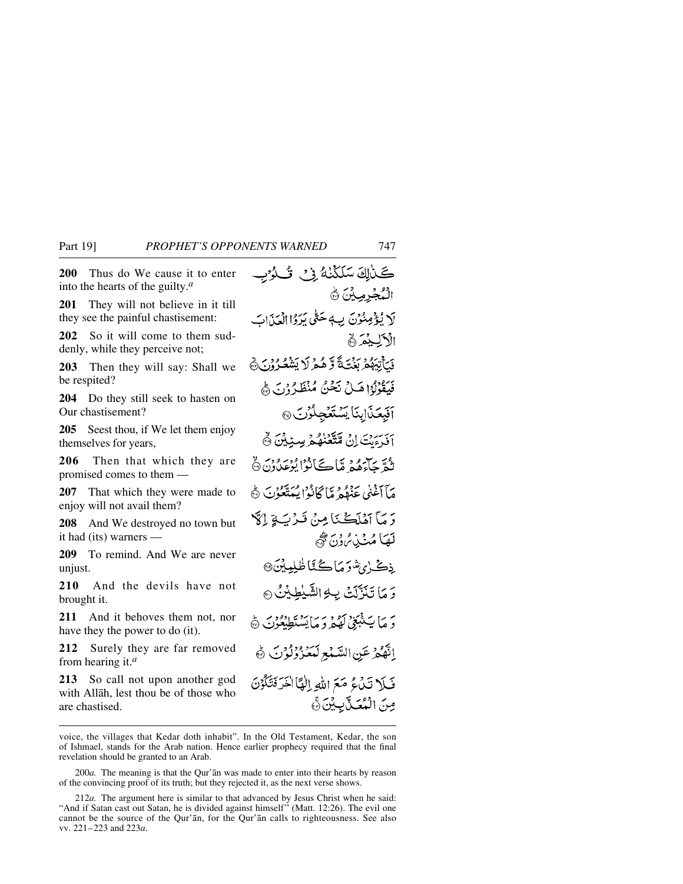**200** Thus do We cause it to enter into the hearts of the guilty.[a]

كَذٰلِكَ سَلَكْنٰهُ فِيْ قُلُوْبِ الْمُجْرِمِيْنَ ۞

**201** They will not believe in it till they see the painful chastisement:

لَا يُؤْمِنُوْنَ بِهٖ حَتّٰى يَرَوُا الْعَذَابَ الْاَلِيْمَ ۞

**202** So it will come to them suddenly, while they perceive not;

فَيَاْتِيَهُمْ بَغْتَةً وَّ هُمْ لَا يَشْعُرُوْنَ ۞

**203** Then they will say: Shall we be respited?

فَيَقُوْلُوْا هَلْ نَحْنُ مُنْظَرُوْنَ ۞

**204** Do they still seek to hasten on Our chastisement?

اَفَبِعَذَابِنَا يَسْتَعْجِلُوْنَ ۞

**205** Seest thou, if We let them enjoy themselves for years,

اَفَرَءَيْتَ اِنْ مَّتَّعْنٰهُمْ سِنِيْنَ ۞

**206** Then that which they are promised comes to them —

ثُمَّ جَآءَهُمْ مَّا كَانُوْا يُوْعَدُوْنَ ۞

**207** That which they were made to enjoy will not avail them?

مَآ اَغْنٰى عَنْهُمْ مَّا كَانُوْا يُمَتَّعُوْنَ ۞

**208** And We destroyed no town but it had (its) warners —

وَ مَآ اَهْلَكْنَا مِنْ قَرْيَةٍ اِلَّا لَهَا مُنْذِرُوْنَ ۞

**209** To remind. And We are never unjust.

ذِكْرٰى ۛ وَ مَا كُنَّا ظٰلِمِيْنَ ۞

**210** And the devils have not brought it.

وَ مَا تَنَزَّلَتْ بِهِ الشَّيٰطِيْنُ ۞

**211** And it behoves them not, nor have they the power to do (it).

وَ مَا يَنْۢبَغِيْ لَهُمْ وَ مَا يَسْتَطِيْعُوْنَ ۞

**212** Surely they are far removed from hearing it.[a]

اِنَّهُمْ عَنِ السَّمْعِ لَمَعْزُوْلُوْنَ ۞

**213** So call not upon another god with Allāh, lest thou be of those who are chastised.

فَلَا تَدْعُ مَعَ اللّٰهِ اِلٰهًا اٰخَرَ فَتَكُوْنَ مِنَ الْمُعَذَّبِيْنَ ۞

---

voice, the villages that Kedar doth inhabit". In the Old Testament, Kedar, the son of Ishmael, stands for the Arab nation. Hence earlier prophecy required that the final revelation should be granted to an Arab.

200*a.* The meaning is that the Qur'ān was made to enter into their hearts by reason of the convincing proof of its truth; but they rejected it, as the next verse shows.

212*a.* The argument here is similar to that advanced by Jesus Christ when he said: "And if Satan cast out Satan, he is divided against himself" (Matt. 12:26). The evil one cannot be the source of the Qur'ān, for the Qur'ān calls to righteousness. See also vv. 221–223 and 223*a*.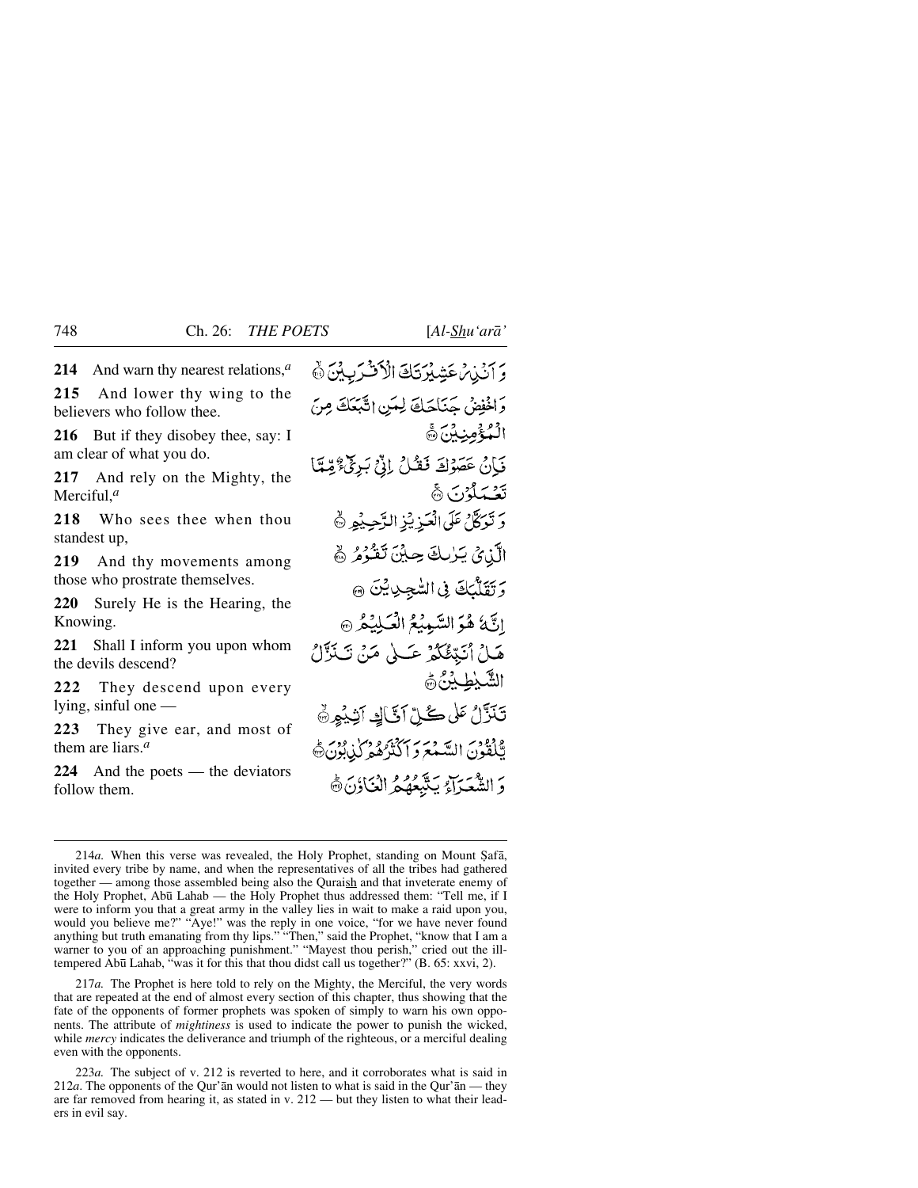**214** And warn thy nearest relations,[a]

**215** And lower thy wing to the believers who follow thee.

**216** But if they disobey thee, say: I am clear of what you do.

**217** And rely on the Mighty, the Merciful,[a]

**218** Who sees thee when thou standest up,

**219** And thy movements among those who prostrate themselves.

**220** Surely He is the Hearing, the Knowing.

**221** Shall I inform you upon whom the devils descend?

**222** They descend upon every lying, sinful one —

**223** They give ear, and most of them are liars.[a]

**224** And the poets — the deviators follow them.

وَ اَنۡذِرۡ عَشِیۡرَتَکَ الۡاَقۡرَبِیۡنَ ﴿۲۱۴﴾

وَ اخۡفِضۡ جَنَاحَکَ لِمَنِ اتَّبَعَکَ مِنَ الۡمُؤۡمِنِیۡنَ ﴿۲۱۵﴾

فَاِنۡ عَصَوۡکَ فَقُلۡ اِنِّیۡ بَرِیۡٓءٌ مِّمَّا تَعۡمَلُوۡنَ ﴿۲۱۶﴾

وَ تَوَکَّلۡ عَلَی الۡعَزِیۡزِ الرَّحِیۡمِ ﴿۲۱۷﴾

الَّذِیۡ یَرٰىکَ حِیۡنَ تَقُوۡمُ ﴿۲۱۸﴾

وَ تَقَلُّبَکَ فِی السّٰجِدِیۡنَ ﴿۲۱۹﴾

اِنَّہٗ ہُوَ السَّمِیۡعُ الۡعَلِیۡمُ ﴿۲۲۰﴾

ہَلۡ اُنَبِّئُکُمۡ عَلٰی مَنۡ تَنَزَّلُ الشَّیٰطِیۡنُ ﴿۲۲۱﴾

تَنَزَّلُ عَلٰی کُلِّ اَفَّاکٍ اَثِیۡمٍ ﴿۲۲۲﴾

یُّلۡقُوۡنَ السَّمۡعَ وَ اَکۡثَرُہُمۡ کٰذِبُوۡنَ ﴿۲۲۳﴾

وَ الشُّعَرَآءُ یَتَّبِعُہُمُ الۡغَاوٗنَ ﴿۲۲۴﴾

---

214*a.* When this verse was revealed, the Holy Prophet, standing on Mount Ṣafā, invited every tribe by name, and when the representatives of all the tribes had gathered together — among those assembled being also the Quraish and that inveterate enemy of the Holy Prophet, Abū Lahab — the Holy Prophet thus addressed them: "Tell me, if I were to inform you that a great army in the valley lies in wait to make a raid upon you, would you believe me?" "Aye!" was the reply in one voice, "for we have never found anything but truth emanating from thy lips." "Then," said the Prophet, "know that I am a warner to you of an approaching punishment." "Mayest thou perish," cried out the ill-tempered Abū Lahab, "was it for this that thou didst call us together?" (B. 65: xxvi, 2).

217*a.* The Prophet is here told to rely on the Mighty, the Merciful, the very words that are repeated at the end of almost every section of this chapter, thus showing that the fate of the opponents of former prophets was spoken of simply to warn his own opponents. The attribute of *mightiness* is used to indicate the power to punish the wicked, while *mercy* indicates the deliverance and triumph of the righteous, or a merciful dealing even with the opponents.

223*a.* The subject of v. 212 is reverted to here, and it corroborates what is said in 212*a*. The opponents of the Qur'ān would not listen to what is said in the Qur'ān — they are far removed from hearing it, as stated in v. 212 — but they listen to what their leaders in evil say.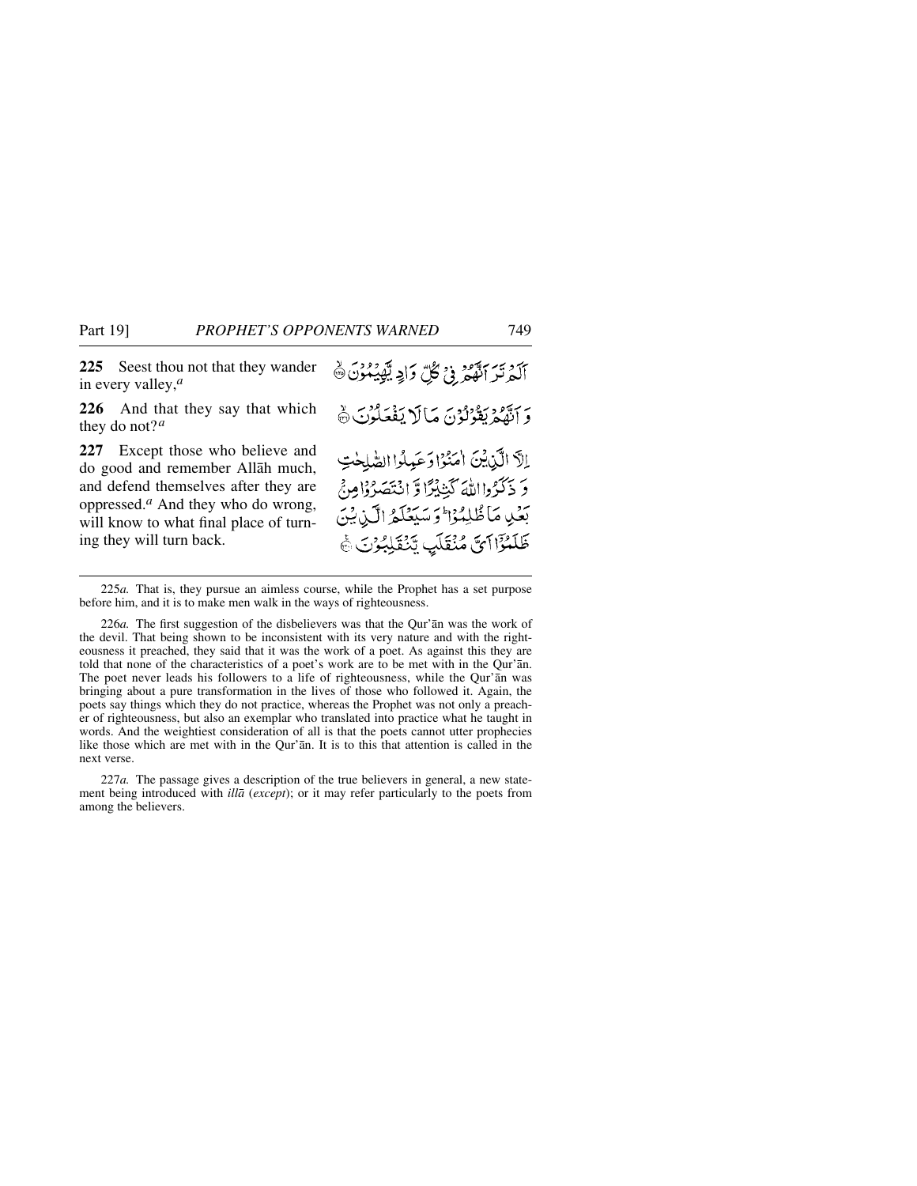**225** Seest thou not that they wander in every valley,[a]

أَلَمْ تَرَ أَنَّهُمْ فِي كُلِّ وَادٍ يَهِيمُونَ ﴿٢٢٥﴾

**226** And that they say that which they do not?[a]

وَأَنَّهُمْ يَقُولُونَ مَا لَا يَفْعَلُونَ ﴿٢٢٦﴾

**227** Except those who believe and do good and remember Allāh much, and defend themselves after they are oppressed.[a] And they who do wrong, will know to what final place of turning they will turn back.

إِلَّا الَّذِينَ آمَنُوا وَعَمِلُوا الصَّالِحَاتِ وَذَكَرُوا اللَّهَ كَثِيرًا وَانْتَصَرُوا مِنْ بَعْدِ مَا ظُلِمُوا ۗ وَسَيَعْلَمُ الَّذِينَ ظَلَمُوا أَيَّ مُنْقَلَبٍ يَنْقَلِبُونَ ﴿٢٢٧﴾

---

225*a.* That is, they pursue an aimless course, while the Prophet has a set purpose before him, and it is to make men walk in the ways of righteousness.

226*a.* The first suggestion of the disbelievers was that the Qur'ān was the work of the devil. That being shown to be inconsistent with its very nature and with the righteousness it preached, they said that it was the work of a poet. As against this they are told that none of the characteristics of a poet's work are to be met with in the Qur'ān. The poet never leads his followers to a life of righteousness, while the Qur'ān was bringing about a pure transformation in the lives of those who followed it. Again, the poets say things which they do not practice, whereas the Prophet was not only a preacher of righteousness, but also an exemplar who translated into practice what he taught in words. And the weightiest consideration of all is that the poets cannot utter prophecies like those which are met with in the Qur'ān. It is to this that attention is called in the next verse.

227*a.* The passage gives a description of the true believers in general, a new statement being introduced with *illā* (*except*); or it may refer particularly to the poets from among the believers.